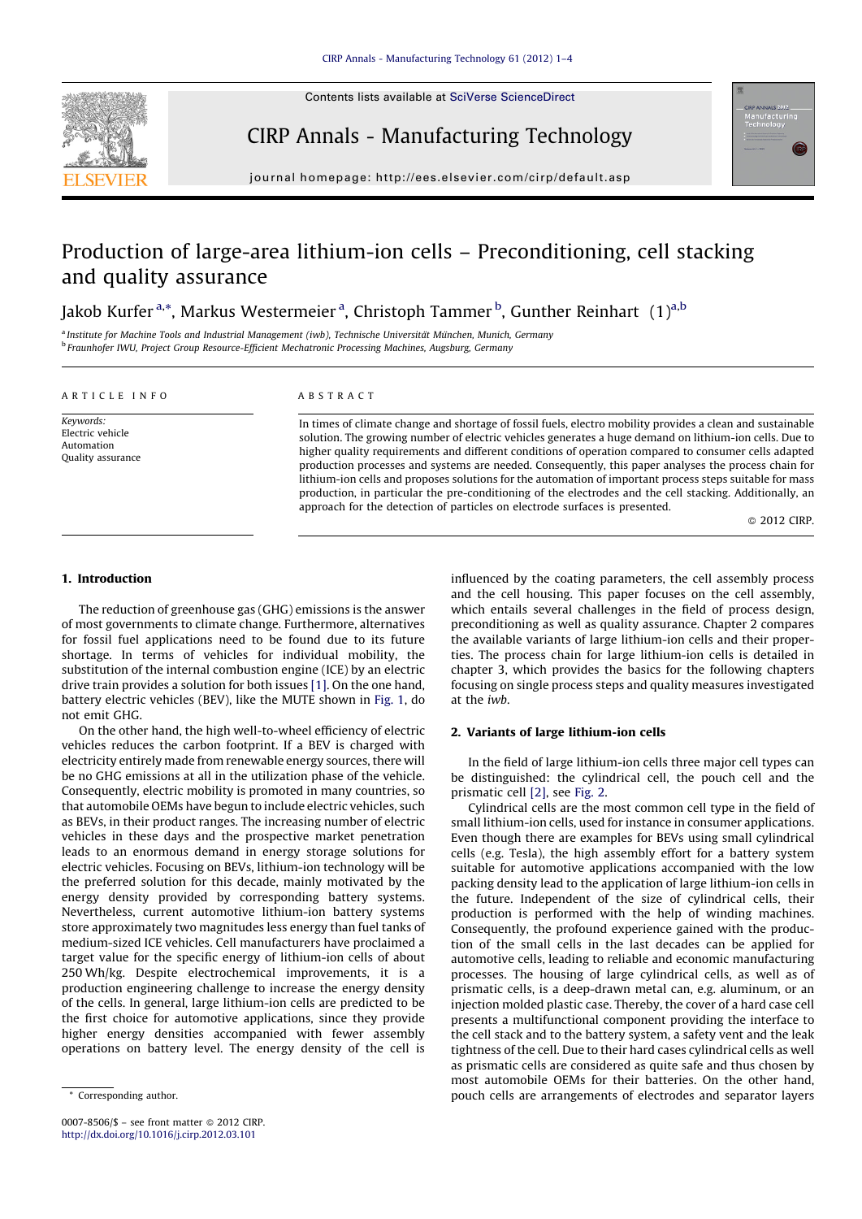Contents lists available at SciVerse ScienceDirect

# CIRP Annals - Manufacturing Technology

journal homepage: http://ees.elsevier.com/cirp/default.asp

# Production of large-area lithium-ion cells – Preconditioning, cell stacking and quality assurance

Jakob Kurfer [a,*], Markus Westermeier [a], Christoph Tammer [b], Gunther Reinhart (1)[a,b]

[a] Institute for Machine Tools and Industrial Management (iwb), Technische Universität München, Munich, Germany
[b] Fraunhofer IWU, Project Group Resource-Efficient Mechatronic Processing Machines, Augsburg, Germany

ARTICLE INFO

*Keywords:*
Electric vehicle
Automation
Quality assurance

ABSTRACT

In times of climate change and shortage of fossil fuels, electro mobility provides a clean and sustainable solution. The growing number of electric vehicles generates a huge demand on lithium-ion cells. Due to higher quality requirements and different conditions of operation compared to consumer cells adapted production processes and systems are needed. Consequently, this paper analyses the process chain for lithium-ion cells and proposes solutions for the automation of important process steps suitable for mass production, in particular the pre-conditioning of the electrodes and the cell stacking. Additionally, an approach for the detection of particles on electrode surfaces is presented.

© 2012 CIRP.

## 1. Introduction

The reduction of greenhouse gas (GHG) emissions is the answer of most governments to climate change. Furthermore, alternatives for fossil fuel applications need to be found due to its future shortage. In terms of vehicles for individual mobility, the substitution of the internal combustion engine (ICE) by an electric drive train provides a solution for both issues [1]. On the one hand, battery electric vehicles (BEV), like the MUTE shown in Fig. 1, do not emit GHG.

On the other hand, the high well-to-wheel efficiency of electric vehicles reduces the carbon footprint. If a BEV is charged with electricity entirely made from renewable energy sources, there will be no GHG emissions at all in the utilization phase of the vehicle. Consequently, electric mobility is promoted in many countries, so that automobile OEMs have begun to include electric vehicles, such as BEVs, in their product ranges. The increasing number of electric vehicles in these days and the prospective market penetration leads to an enormous demand in energy storage solutions for electric vehicles. Focusing on BEVs, lithium-ion technology will be the preferred solution for this decade, mainly motivated by the energy density provided by corresponding battery systems. Nevertheless, current automotive lithium-ion battery systems store approximately two magnitudes less energy than fuel tanks of medium-sized ICE vehicles. Cell manufacturers have proclaimed a target value for the specific energy of lithium-ion cells of about 250 Wh/kg. Despite electrochemical improvements, it is a production engineering challenge to increase the energy density of the cells. In general, large lithium-ion cells are predicted to be the first choice for automotive applications, since they provide higher energy densities accompanied with fewer assembly operations on battery level. The energy density of the cell is influenced by the coating parameters, the cell assembly process and the cell housing. This paper focuses on the cell assembly, which entails several challenges in the field of process design, preconditioning as well as quality assurance. Chapter 2 compares the available variants of large lithium-ion cells and their properties. The process chain for large lithium-ion cells is detailed in chapter 3, which provides the basics for the following chapters focusing on single process steps and quality measures investigated at the *iwb*.

## 2. Variants of large lithium-ion cells

In the field of large lithium-ion cells three major cell types can be distinguished: the cylindrical cell, the pouch cell and the prismatic cell [2], see Fig. 2.

Cylindrical cells are the most common cell type in the field of small lithium-ion cells, used for instance in consumer applications. Even though there are examples for BEVs using small cylindrical cells (e.g. Tesla), the high assembly effort for a battery system suitable for automotive applications accompanied with the low packing density lead to the application of large lithium-ion cells in the future. Independent of the size of cylindrical cells, their production is performed with the help of winding machines. Consequently, the profound experience gained with the production of the small cells in the last decades can be applied for automotive cells, leading to reliable and economic manufacturing processes. The housing of large cylindrical cells, as well as of prismatic cells, is a deep-drawn metal can, e.g. aluminum, or an injection molded plastic case. Thereby, the cover of a hard case cell presents a multifunctional component providing the interface to the cell stack and to the battery system, a safety vent and the leak tightness of the cell. Due to their hard cases cylindrical cells as well as prismatic cells are considered as quite safe and thus chosen by most automobile OEMs for their batteries. On the other hand, pouch cells are arrangements of electrodes and separator layers

* Corresponding author.

0007-8506/$ – see front matter © 2012 CIRP.
http://dx.doi.org/10.1016/j.cirp.2012.03.101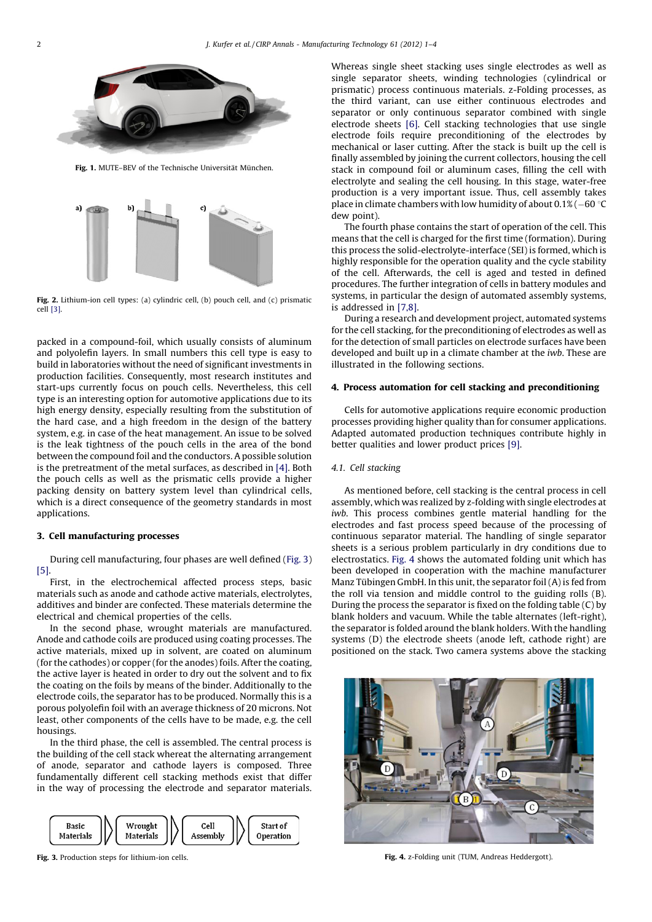Fig. 1. MUTE–BEV of the Technische Universität München.

Fig. 2. Lithium-ion cell types: (a) cylindric cell, (b) pouch cell, and (c) prismatic cell [3].

packed in a compound-foil, which usually consists of aluminum and polyolefin layers. In small numbers this cell type is easy to build in laboratories without the need of significant investments in production facilities. Consequently, most research institutes and start-ups currently focus on pouch cells. Nevertheless, this cell type is an interesting option for automotive applications due to its high energy density, especially resulting from the substitution of the hard case, and a high freedom in the design of the battery system, e.g. in case of the heat management. An issue to be solved is the leak tightness of the pouch cells in the area of the bond between the compound foil and the conductors. A possible solution is the pretreatment of the metal surfaces, as described in [4]. Both the pouch cells as well as the prismatic cells provide a higher packing density on battery system level than cylindrical cells, which is a direct consequence of the geometry standards in most applications.

## 3. Cell manufacturing processes

During cell manufacturing, four phases are well defined (Fig. 3) [5].

First, in the electrochemical affected process steps, basic materials such as anode and cathode active materials, electrolytes, additives and binder are confected. These materials determine the electrical and chemical properties of the cells.

In the second phase, wrought materials are manufactured. Anode and cathode coils are produced using coating processes. The active materials, mixed up in solvent, are coated on aluminum (for the cathodes) or copper (for the anodes) foils. After the coating, the active layer is heated in order to dry out the solvent and to fix the coating on the foils by means of the binder. Additionally to the electrode coils, the separator has to be produced. Normally this is a porous polyolefin foil with an average thickness of 20 microns. Not least, other components of the cells have to be made, e.g. the cell housings.

In the third phase, the cell is assembled. The central process is the building of the cell stack whereat the alternating arrangement of anode, separator and cathode layers is composed. Three fundamentally different cell stacking methods exist that differ in the way of processing the electrode and separator materials.

Basic Materials
Wrought Materials
Cell Assembly
Start of Operation

Fig. 3. Production steps for lithium-ion cells.

Whereas single sheet stacking uses single electrodes as well as single separator sheets, winding technologies (cylindrical or prismatic) process continuous materials. z-Folding processes, as the third variant, can use either continuous electrodes and separator or only continuous separator combined with single electrode sheets [6]. Cell stacking technologies that use single electrode foils require preconditioning of the electrodes by mechanical or laser cutting. After the stack is built up the cell is finally assembled by joining the current collectors, housing the cell stack in compound foil or aluminum cases, filling the cell with electrolyte and sealing the cell housing. In this stage, water-free production is a very important issue. Thus, cell assembly takes place in climate chambers with low humidity of about 0.1% (−60 °C dew point).

The fourth phase contains the start of operation of the cell. This means that the cell is charged for the first time (formation). During this process the solid-electrolyte-interface (SEI) is formed, which is highly responsible for the operation quality and the cycle stability of the cell. Afterwards, the cell is aged and tested in defined procedures. The further integration of cells in battery modules and systems, in particular the design of automated assembly systems, is addressed in [7,8].

During a research and development project, automated systems for the cell stacking, for the preconditioning of electrodes as well as for the detection of small particles on electrode surfaces have been developed and built up in a climate chamber at the *iwb*. These are illustrated in the following sections.

## 4. Process automation for cell stacking and preconditioning

Cells for automotive applications require economic production processes providing higher quality than for consumer applications. Adapted automated production techniques contribute highly in better qualities and lower product prices [9].

### *4.1. Cell stacking*

As mentioned before, cell stacking is the central process in cell assembly, which was realized by z-folding with single electrodes at *iwb*. This process combines gentle material handling for the electrodes and fast process speed because of the processing of continuous separator material. The handling of single separator sheets is a serious problem particularly in dry conditions due to electrostatics. Fig. 4 shows the automated folding unit which has been developed in cooperation with the machine manufacturer Manz Tübingen GmbH. In this unit, the separator foil (A) is fed from the roll via tension and middle control to the guiding rolls (B). During the process the separator is fixed on the folding table (C) by blank holders and vacuum. While the table alternates (left-right), the separator is folded around the blank holders. With the handling systems (D) the electrode sheets (anode left, cathode right) are positioned on the stack. Two camera systems above the stacking

Fig. 4. z-Folding unit (TUM, Andreas Heddergott).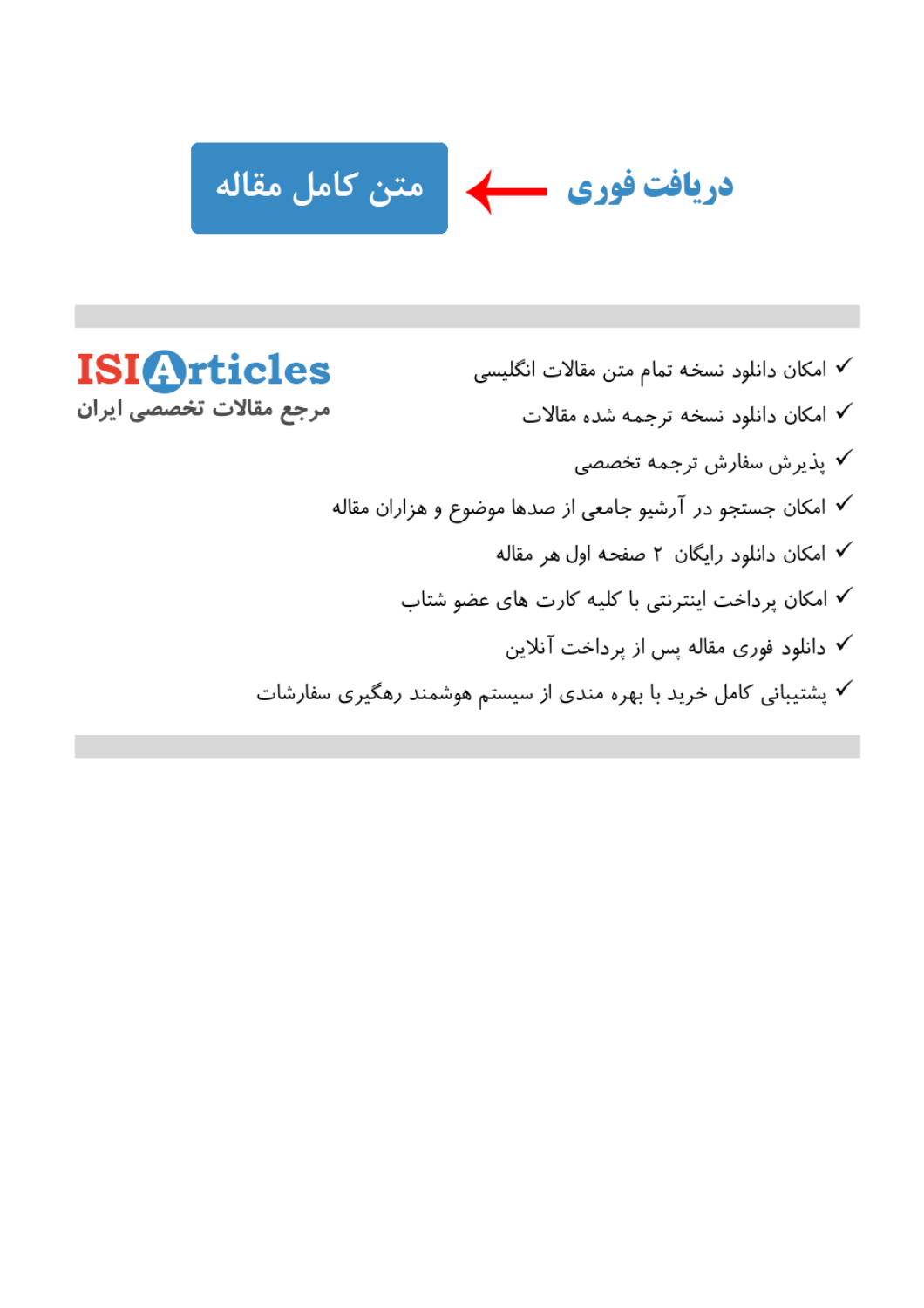دریافت فوری ← متن کامل مقاله

**ISIArticles**
مرجع مقالات تخصصی ایران

- ✓ امکان دانلود نسخه تمام متن مقالات انگلیسی
- ✓ امکان دانلود نسخه ترجمه شده مقالات
- ✓ پذیرش سفارش ترجمه تخصصی
- ✓ امکان جستجو در آرشیو جامعی از صدها موضوع و هزاران مقاله
- ✓ امکان دانلود رایگان ۲ صفحه اول هر مقاله
- ✓ امکان پرداخت اینترنتی با کلیه کارت های عضو شتاب
- ✓ دانلود فوری مقاله پس از پرداخت آنلاین
- ✓ پشتیبانی کامل خرید با بهره مندی از سیستم هوشمند رهگیری سفارشات